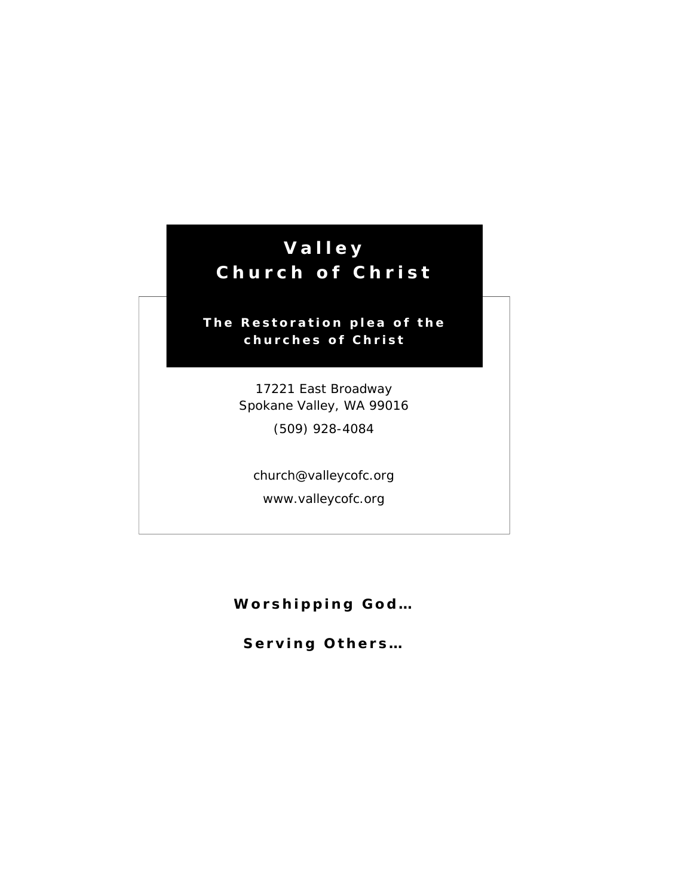# Valley Church of Christ

**The Restoration plea of the churches of Christ**

17221 East Broadway
Spokane Valley, WA 99016

(509) 928-4084

church@valleycofc.org

www.valleycofc.org

**Worshipping God…**

**Serving Others…**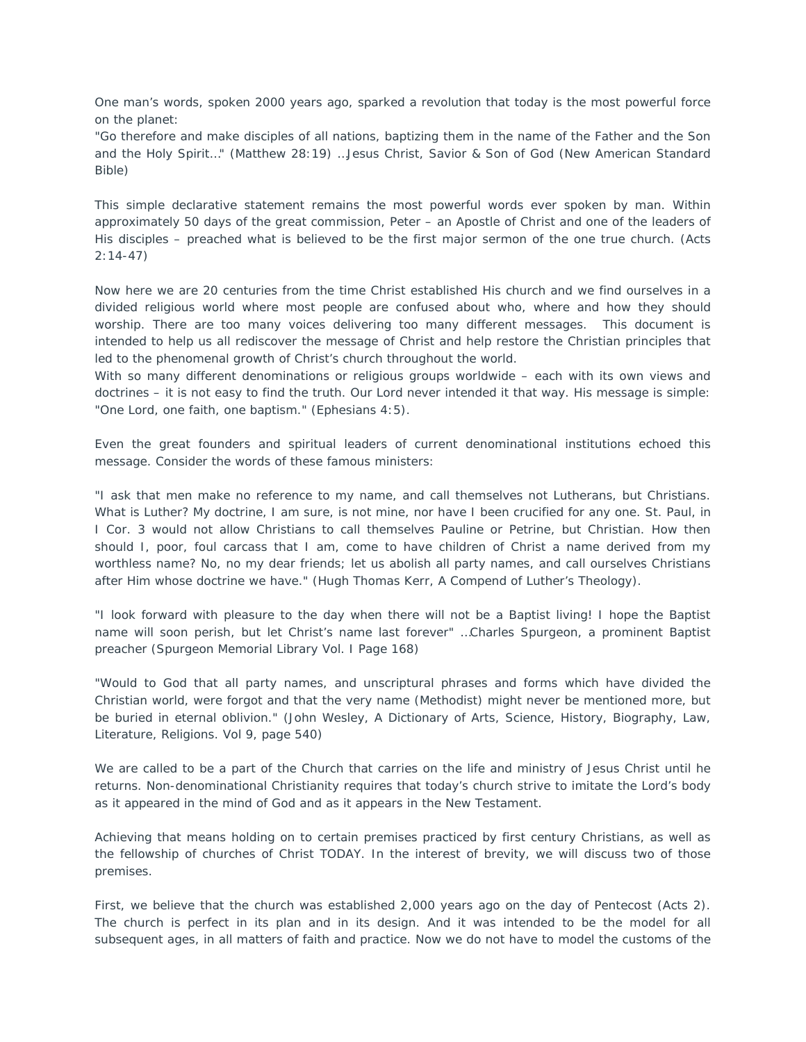One man's words, spoken 2000 years ago, sparked a revolution that today is the most powerful force on the planet:
"Go therefore and make disciples of all nations, baptizing them in the name of the Father and the Son and the Holy Spirit..." (Matthew 28:19) …Jesus Christ, Savior & Son of God (New American Standard Bible)

This simple declarative statement remains the most powerful words ever spoken by man. Within approximately 50 days of the great commission, Peter – an Apostle of Christ and one of the leaders of His disciples – preached what is believed to be the first major sermon of the one true church. (Acts 2:14-47)

Now here we are 20 centuries from the time Christ established His church and we find ourselves in a divided religious world where most people are confused about who, where and how they should worship. There are too many voices delivering too many different messages. This document is intended to help us all rediscover the message of Christ and help restore the Christian principles that led to the phenomenal growth of Christ's church throughout the world.
With so many different denominations or religious groups worldwide – each with its own views and doctrines – it is not easy to find the truth. Our Lord never intended it that way. His message is simple: "One Lord, one faith, one baptism." (Ephesians 4:5).

Even the great founders and spiritual leaders of current denominational institutions echoed this message. Consider the words of these famous ministers:

"I ask that men make no reference to my name, and call themselves not Lutherans, but Christians. What is Luther? My doctrine, I am sure, is not mine, nor have I been crucified for any one. St. Paul, in I Cor. 3 would not allow Christians to call themselves Pauline or Petrine, but Christian. How then should I, poor, foul carcass that I am, come to have children of Christ a name derived from my worthless name? No, no my dear friends; let us abolish all party names, and call ourselves Christians after Him whose doctrine we have." (Hugh Thomas Kerr, A Compend of Luther's Theology).

"I look forward with pleasure to the day when there will not be a Baptist living! I hope the Baptist name will soon perish, but let Christ's name last forever" …Charles Spurgeon, a prominent Baptist preacher (Spurgeon Memorial Library Vol. I Page 168)

"Would to God that all party names, and unscriptural phrases and forms which have divided the Christian world, were forgot and that the very name (Methodist) might never be mentioned more, but be buried in eternal oblivion." (John Wesley, A Dictionary of Arts, Science, History, Biography, Law, Literature, Religions. Vol 9, page 540)

We are called to be a part of the Church that carries on the life and ministry of Jesus Christ until he returns. Non-denominational Christianity requires that today's church strive to imitate the Lord's body as it appeared in the mind of God and as it appears in the New Testament.

Achieving that means holding on to certain premises practiced by first century Christians, as well as the fellowship of churches of Christ TODAY. In the interest of brevity, we will discuss two of those premises.

First, we believe that the church was established 2,000 years ago on the day of Pentecost (Acts 2). The church is perfect in its plan and in its design. And it was intended to be the model for all subsequent ages, in all matters of faith and practice. Now we do not have to model the customs of the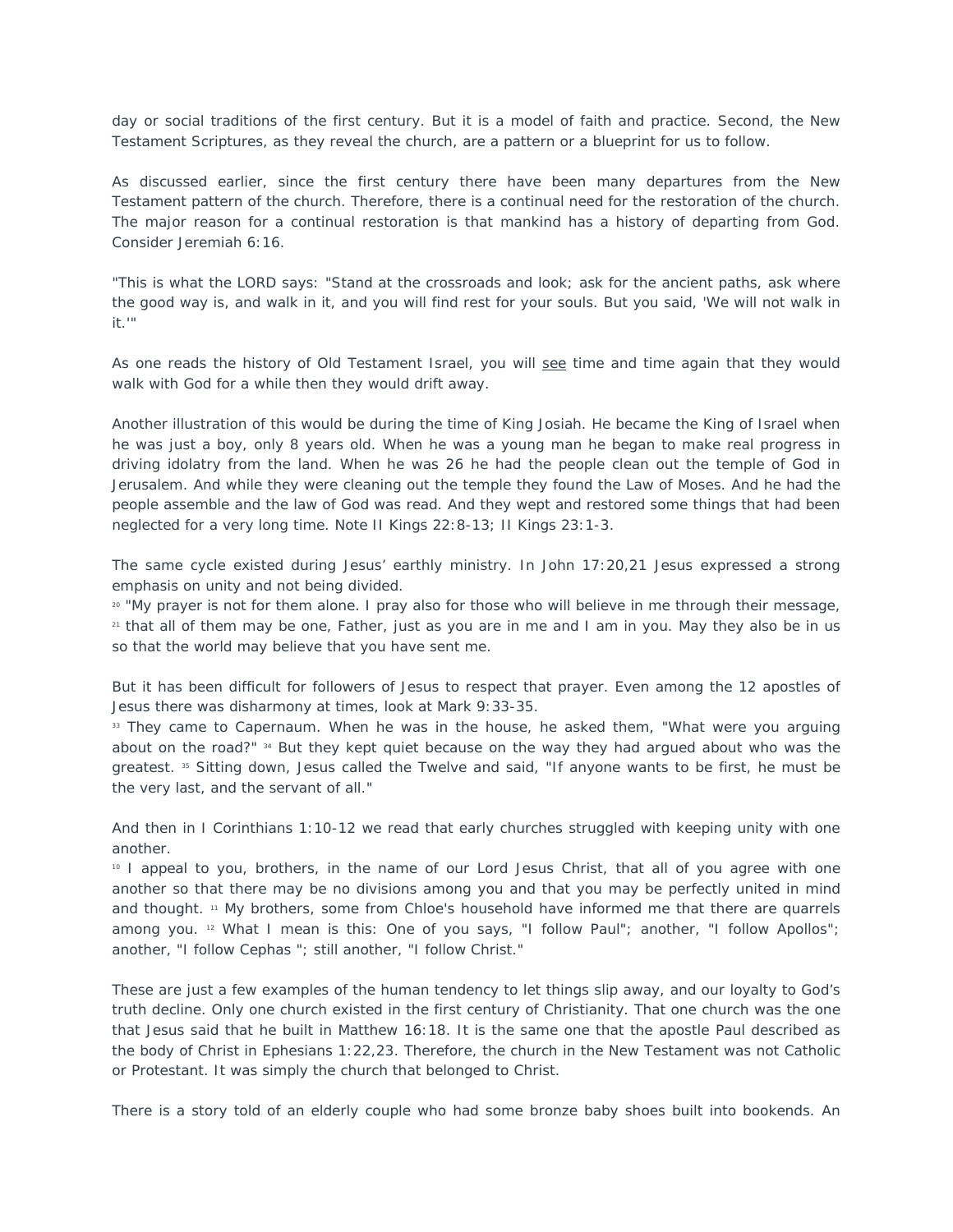day or social traditions of the first century. But it is a model of faith and practice. Second, the New Testament Scriptures, as they reveal the church, are a pattern or a blueprint for us to follow.

As discussed earlier, since the first century there have been many departures from the New Testament pattern of the church. Therefore, there is a continual need for the restoration of the church. The major reason for a continual restoration is that mankind has a history of departing from God. Consider Jeremiah 6:16.

"This is what the LORD says: "Stand at the crossroads and look; ask for the ancient paths, ask where the good way is, and walk in it, and you will find rest for your souls. But you said, 'We will not walk in it.'"

As one reads the history of Old Testament Israel, you will see time and time again that they would walk with God for a while then they would drift away.

Another illustration of this would be during the time of King Josiah. He became the King of Israel when he was just a boy, only 8 years old. When he was a young man he began to make real progress in driving idolatry from the land. When he was 26 he had the people clean out the temple of God in Jerusalem. And while they were cleaning out the temple they found the Law of Moses. And he had the people assemble and the law of God was read. And they wept and restored some things that had been neglected for a very long time. Note II Kings 22:8-13; II Kings 23:1-3.

The same cycle existed during Jesus' earthly ministry. In John 17:20,21 Jesus expressed a strong emphasis on unity and not being divided.
[20] "My prayer is not for them alone. I pray also for those who will believe in me through their message, [21] that all of them may be one, Father, just as you are in me and I am in you. May they also be in us so that the world may believe that you have sent me.

But it has been difficult for followers of Jesus to respect that prayer. Even among the 12 apostles of Jesus there was disharmony at times, look at Mark 9:33-35.
[33] They came to Capernaum. When he was in the house, he asked them, "What were you arguing about on the road?" [34] But they kept quiet because on the way they had argued about who was the greatest. [35] Sitting down, Jesus called the Twelve and said, "If anyone wants to be first, he must be the very last, and the servant of all."

And then in I Corinthians 1:10-12 we read that early churches struggled with keeping unity with one another.
[10] I appeal to you, brothers, in the name of our Lord Jesus Christ, that all of you agree with one another so that there may be no divisions among you and that you may be perfectly united in mind and thought. [11] My brothers, some from Chloe's household have informed me that there are quarrels among you. [12] What I mean is this: One of you says, "I follow Paul"; another, "I follow Apollos"; another, "I follow Cephas "; still another, "I follow Christ."

These are just a few examples of the human tendency to let things slip away, and our loyalty to God's truth decline. Only one church existed in the first century of Christianity. That one church was the one that Jesus said that he built in Matthew 16:18. It is the same one that the apostle Paul described as the body of Christ in Ephesians 1:22,23. Therefore, the church in the New Testament was not Catholic or Protestant. It was simply the church that belonged to Christ.

There is a story told of an elderly couple who had some bronze baby shoes built into bookends. An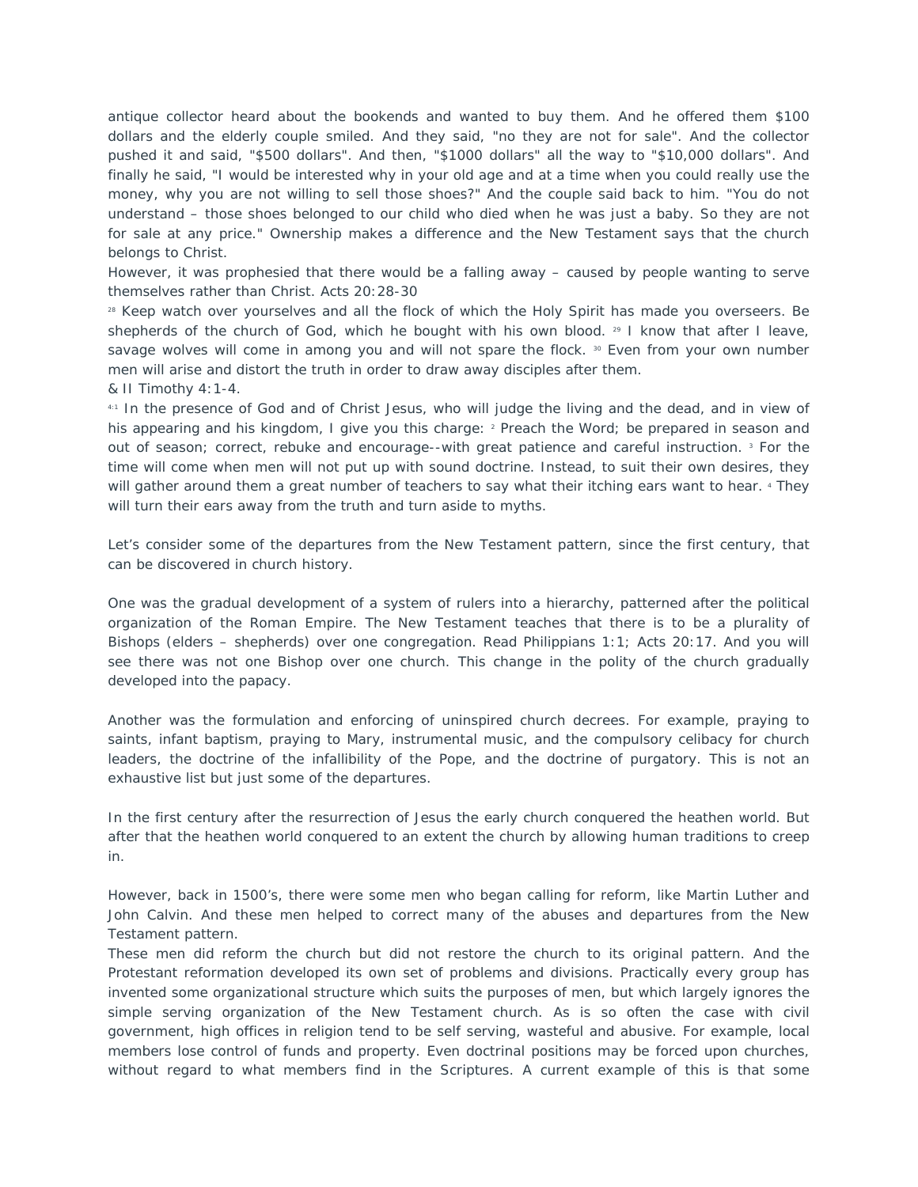antique collector heard about the bookends and wanted to buy them. And he offered them $100 dollars and the elderly couple smiled. And they said, "no they are not for sale". And the collector pushed it and said, "$500 dollars". And then, "$1000 dollars" all the way to "$10,000 dollars". And finally he said, "I would be interested why in your old age and at a time when you could really use the money, why you are not willing to sell those shoes?" And the couple said back to him. "You do not understand – those shoes belonged to our child who died when he was just a baby. So they are not for sale at any price." Ownership makes a difference and the New Testament says that the church belongs to Christ.

However, it was prophesied that there would be a falling away – caused by people wanting to serve themselves rather than Christ. Acts 20:28-30

28 Keep watch over yourselves and all the flock of which the Holy Spirit has made you overseers. Be shepherds of the church of God, which he bought with his own blood. 29 I know that after I leave, savage wolves will come in among you and will not spare the flock. 30 Even from your own number men will arise and distort the truth in order to draw away disciples after them.

& II Timothy 4:1-4.

4:1 In the presence of God and of Christ Jesus, who will judge the living and the dead, and in view of his appearing and his kingdom, I give you this charge: 2 Preach the Word; be prepared in season and out of season; correct, rebuke and encourage--with great patience and careful instruction. 3 For the time will come when men will not put up with sound doctrine. Instead, to suit their own desires, they will gather around them a great number of teachers to say what their itching ears want to hear. 4 They will turn their ears away from the truth and turn aside to myths.

Let's consider some of the departures from the New Testament pattern, since the first century, that can be discovered in church history.

One was the gradual development of a system of rulers into a hierarchy, patterned after the political organization of the Roman Empire. The New Testament teaches that there is to be a plurality of Bishops (elders – shepherds) over one congregation. Read Philippians 1:1; Acts 20:17. And you will see there was not one Bishop over one church. This change in the polity of the church gradually developed into the papacy.

Another was the formulation and enforcing of uninspired church decrees. For example, praying to saints, infant baptism, praying to Mary, instrumental music, and the compulsory celibacy for church leaders, the doctrine of the infallibility of the Pope, and the doctrine of purgatory. This is not an exhaustive list but just some of the departures.

In the first century after the resurrection of Jesus the early church conquered the heathen world. But after that the heathen world conquered to an extent the church by allowing human traditions to creep in.

However, back in 1500's, there were some men who began calling for reform, like Martin Luther and John Calvin. And these men helped to correct many of the abuses and departures from the New Testament pattern.

These men did reform the church but did not restore the church to its original pattern. And the Protestant reformation developed its own set of problems and divisions. Practically every group has invented some organizational structure which suits the purposes of men, but which largely ignores the simple serving organization of the New Testament church. As is so often the case with civil government, high offices in religion tend to be self serving, wasteful and abusive. For example, local members lose control of funds and property. Even doctrinal positions may be forced upon churches, without regard to what members find in the Scriptures. A current example of this is that some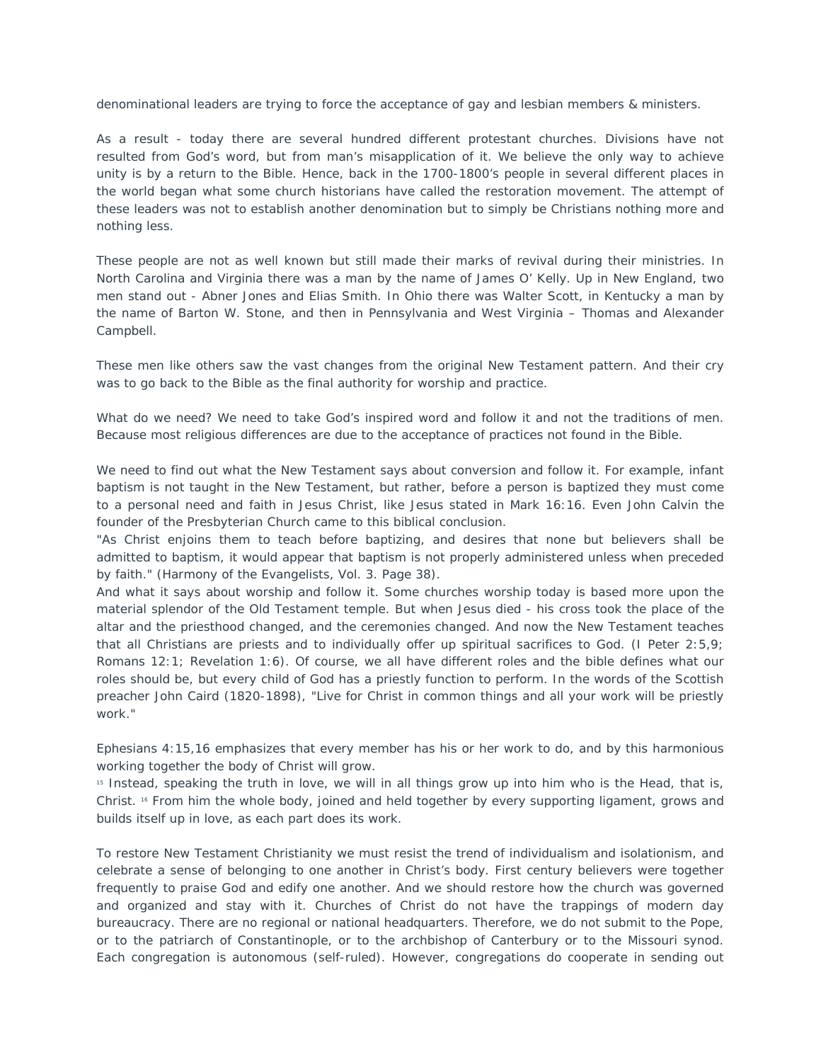denominational leaders are trying to force the acceptance of gay and lesbian members & ministers.

As a result - today there are several hundred different protestant churches. Divisions have not resulted from God's word, but from man's misapplication of it. We believe the only way to achieve unity is by a return to the Bible. Hence, back in the 1700-1800's people in several different places in the world began what some church historians have called the restoration movement. The attempt of these leaders was not to establish another denomination but to simply be Christians nothing more and nothing less.

These people are not as well known but still made their marks of revival during their ministries. In North Carolina and Virginia there was a man by the name of James O' Kelly. Up in New England, two men stand out - Abner Jones and Elias Smith. In Ohio there was Walter Scott, in Kentucky a man by the name of Barton W. Stone, and then in Pennsylvania and West Virginia – Thomas and Alexander Campbell.

These men like others saw the vast changes from the original New Testament pattern. And their cry was to go back to the Bible as the final authority for worship and practice.

What do we need? We need to take God's inspired word and follow it and not the traditions of men. Because most religious differences are due to the acceptance of practices not found in the Bible.

We need to find out what the New Testament says about conversion and follow it. For example, infant baptism is not taught in the New Testament, but rather, before a person is baptized they must come to a personal need and faith in Jesus Christ, like Jesus stated in Mark 16:16. Even John Calvin the founder of the Presbyterian Church came to this biblical conclusion.
"As Christ enjoins them to teach before baptizing, and desires that none but believers shall be admitted to baptism, it would appear that baptism is not properly administered unless when preceded by faith." (Harmony of the Evangelists, Vol. 3. Page 38).
And what it says about worship and follow it. Some churches worship today is based more upon the material splendor of the Old Testament temple. But when Jesus died - his cross took the place of the altar and the priesthood changed, and the ceremonies changed. And now the New Testament teaches that all Christians are priests and to individually offer up spiritual sacrifices to God. (I Peter 2:5,9; Romans 12:1; Revelation 1:6). Of course, we all have different roles and the bible defines what our roles should be, but every child of God has a priestly function to perform. In the words of the Scottish preacher John Caird (1820-1898), "Live for Christ in common things and all your work will be priestly work."

Ephesians 4:15,16 emphasizes that every member has his or her work to do, and by this harmonious working together the body of Christ will grow.
[15] Instead, speaking the truth in love, we will in all things grow up into him who is the Head, that is, Christ. [16] From him the whole body, joined and held together by every supporting ligament, grows and builds itself up in love, as each part does its work.

To restore New Testament Christianity we must resist the trend of individualism and isolationism, and celebrate a sense of belonging to one another in Christ's body. First century believers were together frequently to praise God and edify one another. And we should restore how the church was governed and organized and stay with it. Churches of Christ do not have the trappings of modern day bureaucracy. There are no regional or national headquarters. Therefore, we do not submit to the Pope, or to the patriarch of Constantinople, or to the archbishop of Canterbury or to the Missouri synod. Each congregation is autonomous (self-ruled). However, congregations do cooperate in sending out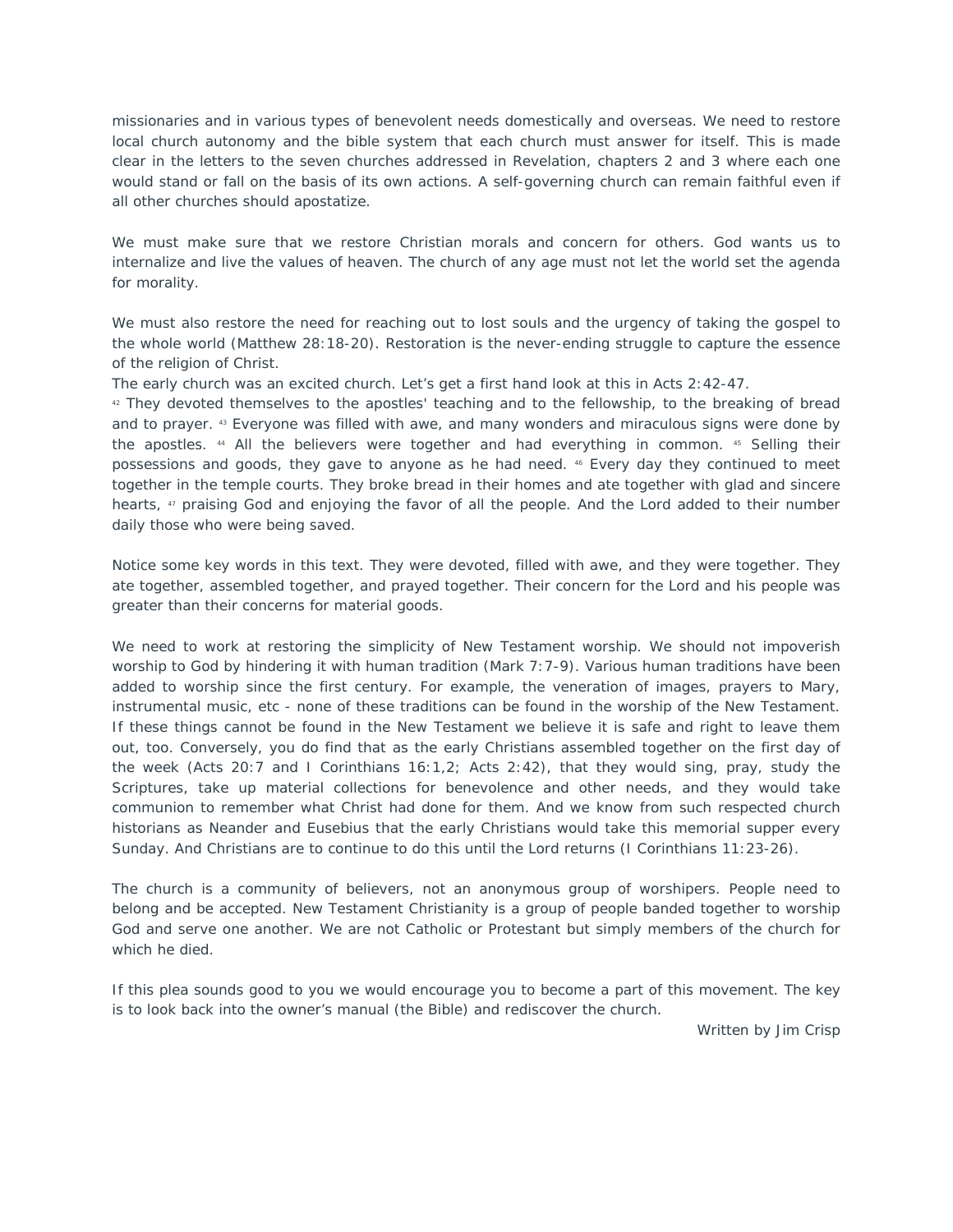missionaries and in various types of benevolent needs domestically and overseas. We need to restore local church autonomy and the bible system that each church must answer for itself. This is made clear in the letters to the seven churches addressed in Revelation, chapters 2 and 3 where each one would stand or fall on the basis of its own actions. A self-governing church can remain faithful even if all other churches should apostatize.

We must make sure that we restore Christian morals and concern for others. God wants us to internalize and live the values of heaven. The church of any age must not let the world set the agenda for morality.

We must also restore the need for reaching out to lost souls and the urgency of taking the gospel to the whole world (Matthew 28:18-20). Restoration is the never-ending struggle to capture the essence of the religion of Christ.

The early church was an excited church. Let's get a first hand look at this in Acts 2:42-47.

[42] They devoted themselves to the apostles' teaching and to the fellowship, to the breaking of bread and to prayer. [43] Everyone was filled with awe, and many wonders and miraculous signs were done by the apostles. [44] All the believers were together and had everything in common. [45] Selling their possessions and goods, they gave to anyone as he had need. [46] Every day they continued to meet together in the temple courts. They broke bread in their homes and ate together with glad and sincere hearts, [47] praising God and enjoying the favor of all the people. And the Lord added to their number daily those who were being saved.

Notice some key words in this text. They were devoted, filled with awe, and they were together. They ate together, assembled together, and prayed together. Their concern for the Lord and his people was greater than their concerns for material goods.

We need to work at restoring the simplicity of New Testament worship. We should not impoverish worship to God by hindering it with human tradition (Mark 7:7-9). Various human traditions have been added to worship since the first century. For example, the veneration of images, prayers to Mary, instrumental music, etc - none of these traditions can be found in the worship of the New Testament. If these things cannot be found in the New Testament we believe it is safe and right to leave them out, too. Conversely, you do find that as the early Christians assembled together on the first day of the week (Acts 20:7 and I Corinthians 16:1,2; Acts 2:42), that they would sing, pray, study the Scriptures, take up material collections for benevolence and other needs, and they would take communion to remember what Christ had done for them. And we know from such respected church historians as Neander and Eusebius that the early Christians would take this memorial supper every Sunday. And Christians are to continue to do this until the Lord returns (I Corinthians 11:23-26).

The church is a community of believers, not an anonymous group of worshipers. People need to belong and be accepted. New Testament Christianity is a group of people banded together to worship God and serve one another. We are not Catholic or Protestant but simply members of the church for which he died.

If this plea sounds good to you we would encourage you to become a part of this movement. The key is to look back into the owner's manual (the Bible) and rediscover the church.

Written by Jim Crisp